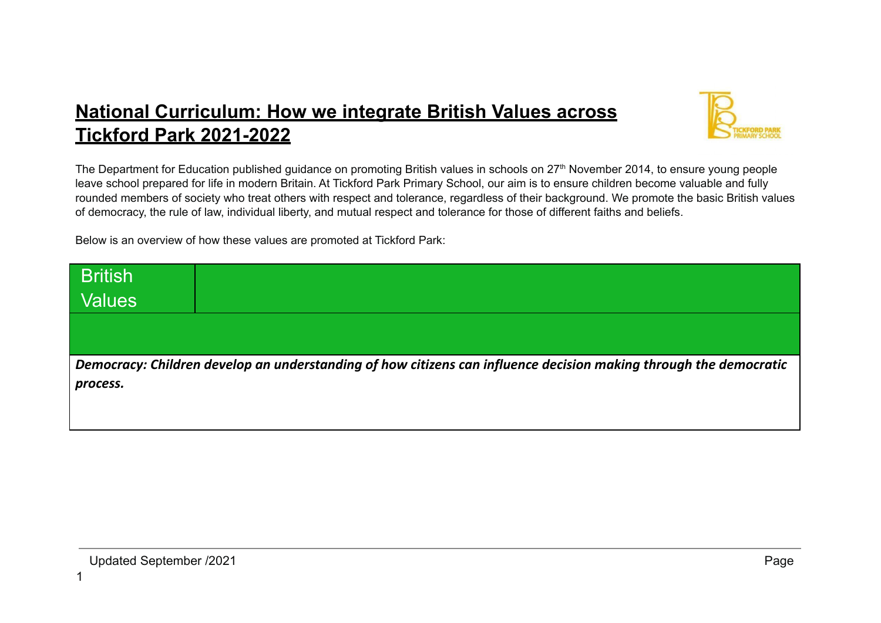# National Curriculum: How we integrate British Values across Tickford Park 2021-2022

The Department for Education published guidance on promoting British values in schools on 27th November 2014, to ensure young people leave school prepared for life in modern Britain. At Tickford Park Primary School, our aim is to ensure children become valuable and fully rounded members of society who treat others with respect and tolerance, regardless of their background. We promote the basic British values of democracy, the rule of law, individual liberty, and mutual respect and tolerance for those of different faiths and beliefs.

Below is an overview of how these values are promoted at Tickford Park:

| British Values | |
|---|---|
| | |
| ***Democracy: Children develop an understanding of how citizens can influence decision making through the democratic process.*** | |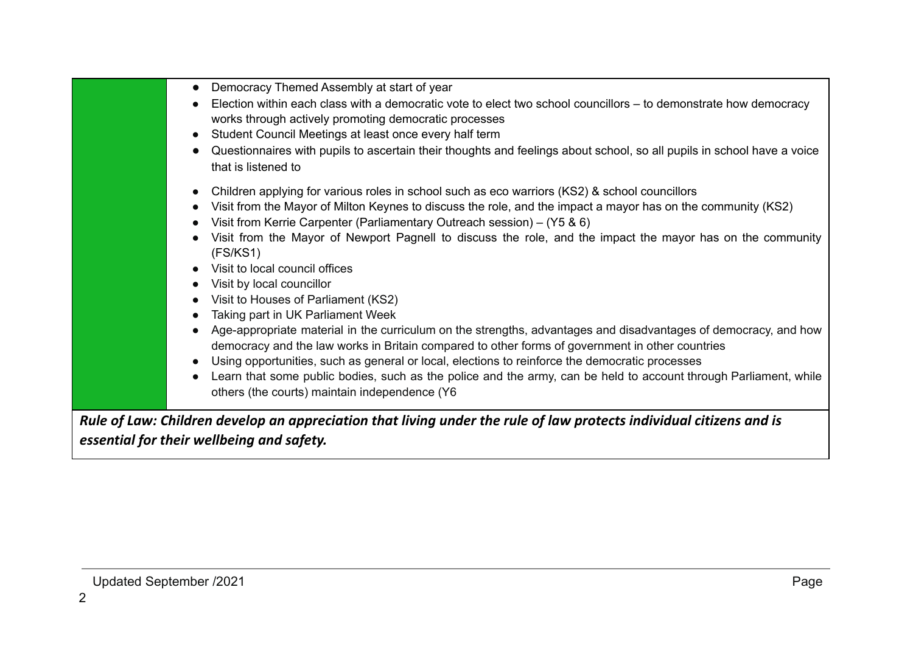| | |
|---|---|
| | <ul><li>Democracy Themed Assembly at start of year</li><li>Election within each class with a democratic vote to elect two school councillors – to demonstrate how democracy works through actively promoting democratic processes</li><li>Student Council Meetings at least once every half term</li><li>Questionnaires with pupils to ascertain their thoughts and feelings about school, so all pupils in school have a voice that is listened to</li><li>Children applying for various roles in school such as eco warriors (KS2) & school councillors</li><li>Visit from the Mayor of Milton Keynes to discuss the role, and the impact a mayor has on the community (KS2)</li><li>Visit from Kerrie Carpenter (Parliamentary Outreach session) – (Y5 & 6)</li><li>Visit from the Mayor of Newport Pagnell to discuss the role, and the impact the mayor has on the community (FS/KS1)</li><li>Visit to local council offices</li><li>Visit by local councillor</li><li>Visit to Houses of Parliament (KS2)</li><li>Taking part in UK Parliament Week</li><li>Age-appropriate material in the curriculum on the strengths, advantages and disadvantages of democracy, and how democracy and the law works in Britain compared to other forms of government in other countries</li><li>Using opportunities, such as general or local, elections to reinforce the democratic processes</li><li>Learn that some public bodies, such as the police and the army, can be held to account through Parliament, while others (the courts) maintain independence (Y6</li></ul> |
| ***Rule of Law: Children develop an appreciation that living under the rule of law protects individual citizens and is essential for their wellbeing and safety.*** | |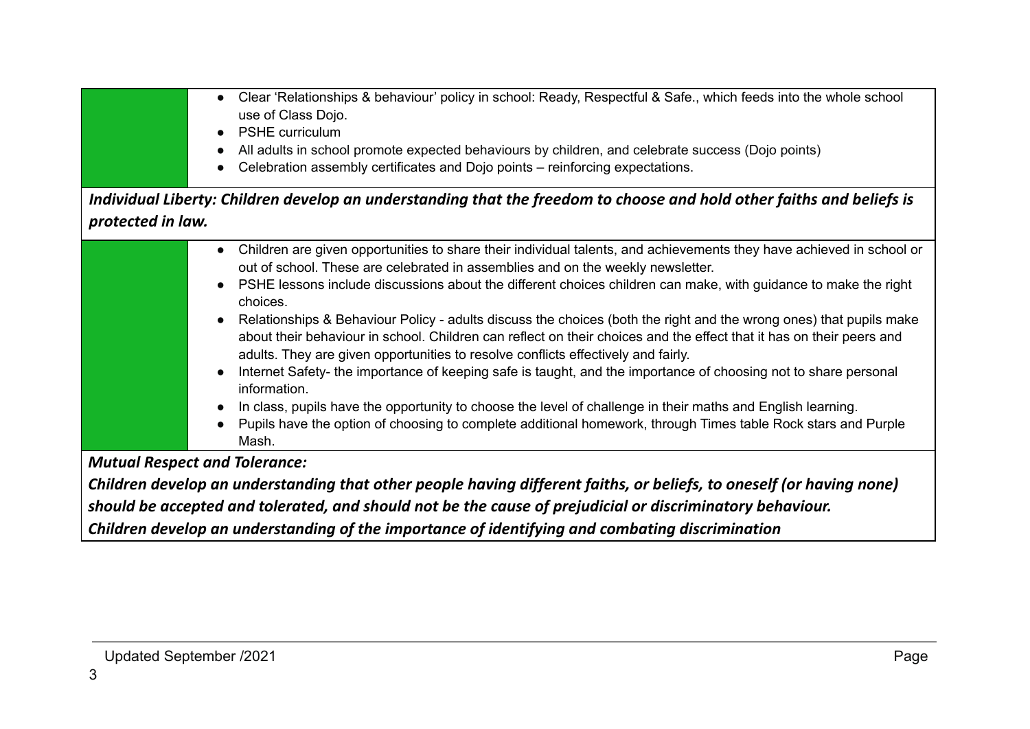| | |
|---|---|
| | • Clear 'Relationships & behaviour' policy in school: Ready, Respectful & Safe., which feeds into the whole school use of Class Dojo.<br>• PSHE curriculum<br>• All adults in school promote expected behaviours by children, and celebrate success (Dojo points)<br>• Celebration assembly certificates and Dojo points – reinforcing expectations. |
| ***Individual Liberty: Children develop an understanding that the freedom to choose and hold other faiths and beliefs is protected in law.*** | |
| | • Children are given opportunities to share their individual talents, and achievements they have achieved in school or out of school. These are celebrated in assemblies and on the weekly newsletter.<br>• PSHE lessons include discussions about the different choices children can make, with guidance to make the right choices.<br>• Relationships & Behaviour Policy - adults discuss the choices (both the right and the wrong ones) that pupils make about their behaviour in school. Children can reflect on their choices and the effect that it has on their peers and adults. They are given opportunities to resolve conflicts effectively and fairly.<br>• Internet Safety- the importance of keeping safe is taught, and the importance of choosing not to share personal information.<br>• In class, pupils have the opportunity to choose the level of challenge in their maths and English learning.<br>• Pupils have the option of choosing to complete additional homework, through Times table Rock stars and Purple Mash. |
| ***Mutual Respect and Tolerance:***<br>***Children develop an understanding that other people having different faiths, or beliefs, to oneself (or having none) should be accepted and tolerated, and should not be the cause of prejudicial or discriminatory behaviour.***<br>***Children develop an understanding of the importance of identifying and combating discrimination*** | |

Updated September /2021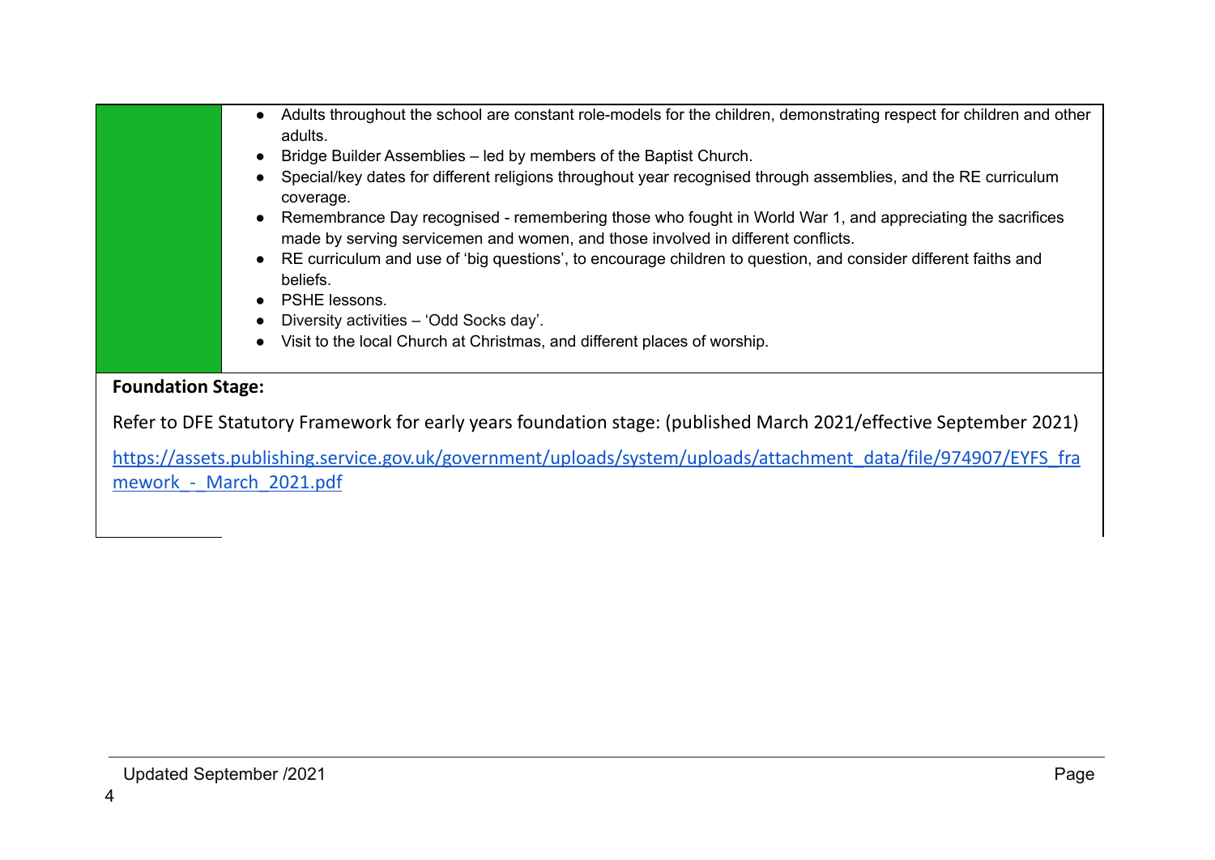| | |
|---|---|
| | <ul><li>Adults throughout the school are constant role-models for the children, demonstrating respect for children and other adults.</li><li>Bridge Builder Assemblies – led by members of the Baptist Church.</li><li>Special/key dates for different religions throughout year recognised through assemblies, and the RE curriculum coverage.</li><li>Remembrance Day recognised - remembering those who fought in World War 1, and appreciating the sacrifices made by serving servicemen and women, and those involved in different conflicts.</li><li>RE curriculum and use of 'big questions', to encourage children to question, and consider different faiths and beliefs.</li><li>PSHE lessons.</li><li>Diversity activities – 'Odd Socks day'.</li><li>Visit to the local Church at Christmas, and different places of worship.</li></ul> |

**Foundation Stage:**

Refer to DFE Statutory Framework for early years foundation stage: (published March 2021/effective September 2021)

[https://assets.publishing.service.gov.uk/government/uploads/system/uploads/attachment_data/file/974907/EYFS_framework_-_March_2021.pdf](https://assets.publishing.service.gov.uk/government/uploads/system/uploads/attachment_data/file/974907/EYFS_framework_-_March_2021.pdf)

Updated September /2021